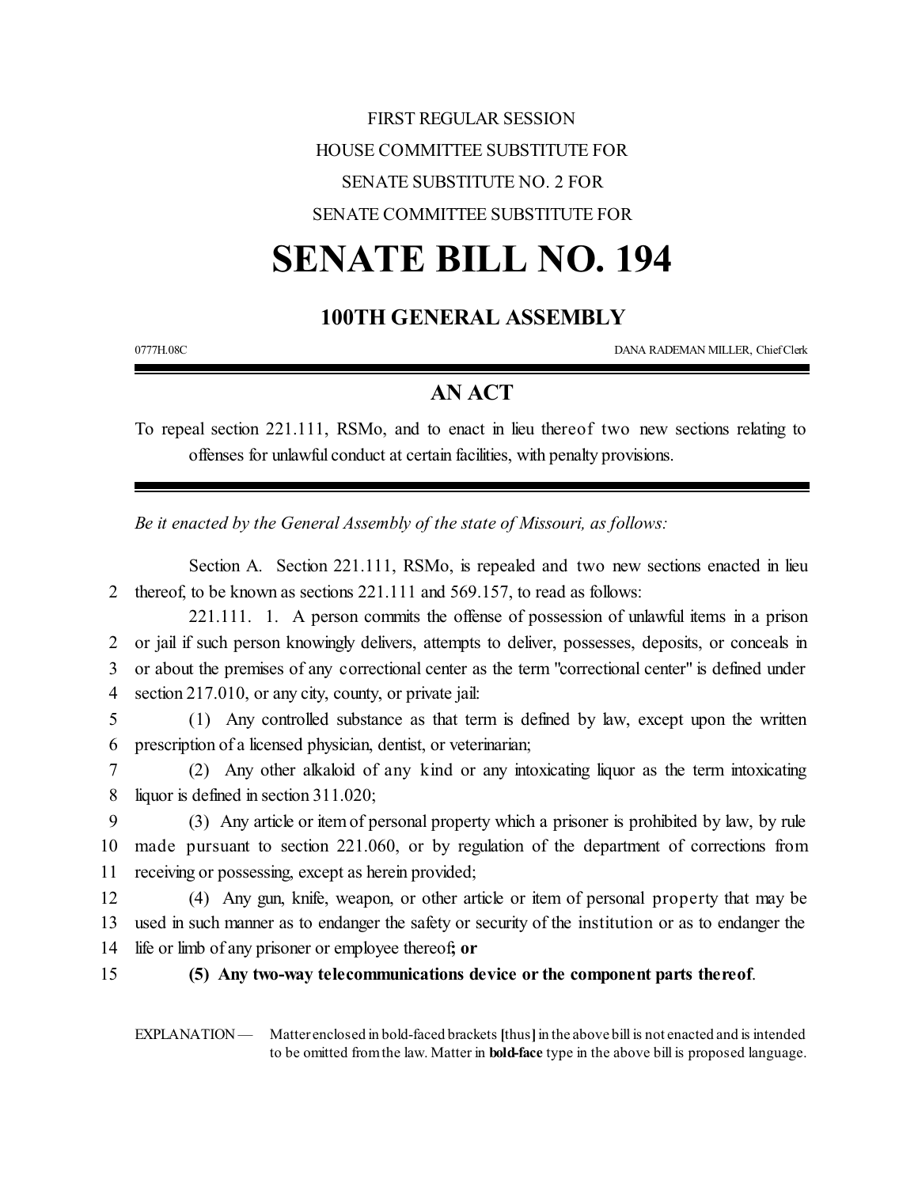FIRST REGULAR SESSION

HOUSE COMMITTEE SUBSTITUTE FOR

SENATE SUBSTITUTE NO. 2 FOR

SENATE COMMITTEE SUBSTITUTE FOR

# SENATE BILL NO. 194

## 100TH GENERAL ASSEMBLY

0777H.08C DANA RADEMAN MILLER, Chief Clerk

## AN ACT

To repeal section 221.111, RSMo, and to enact in lieu thereof two new sections relating to offenses for unlawful conduct at certain facilities, with penalty provisions.

*Be it enacted by the General Assembly of the state of Missouri, as follows:*

Section A. Section 221.111, RSMo, is repealed and two new sections enacted in lieu thereof, to be known as sections 221.111 and 569.157, to read as follows:

221.111. 1. A person commits the offense of possession of unlawful items in a prison or jail if such person knowingly delivers, attempts to deliver, possesses, deposits, or conceals in or about the premises of any correctional center as the term "correctional center" is defined under section 217.010, or any city, county, or private jail:

(1) Any controlled substance as that term is defined by law, except upon the written prescription of a licensed physician, dentist, or veterinarian;

(2) Any other alkaloid of any kind or any intoxicating liquor as the term intoxicating liquor is defined in section 311.020;

(3) Any article or item of personal property which a prisoner is prohibited by law, by rule made pursuant to section 221.060, or by regulation of the department of corrections from receiving or possessing, except as herein provided;

(4) Any gun, knife, weapon, or other article or item of personal property that may be used in such manner as to endanger the safety or security of the institution or as to endanger the life or limb of any prisoner or employee thereof**; or**

**(5) Any two-way telecommunications device or the component parts thereof**.

EXPLANATION — Matter enclosed in bold-faced brackets **[**thus**]** in the above bill is not enacted and is intended to be omitted from the law. Matter in **bold-face** type in the above bill is proposed language.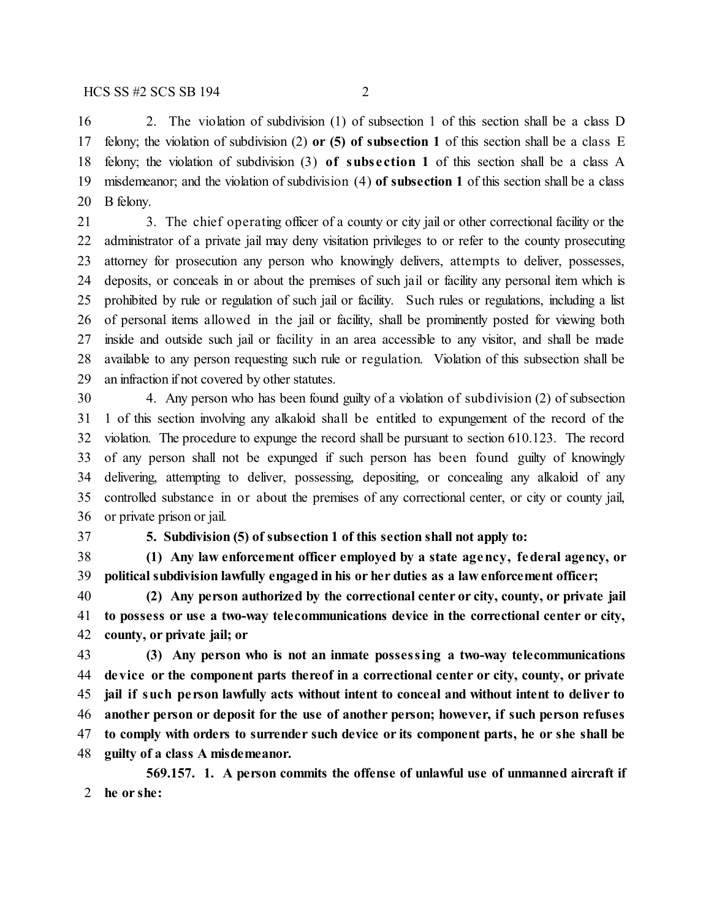2. The violation of subdivision (1) of subsection 1 of this section shall be a class D felony; the violation of subdivision (2) **or (5) of subsection 1** of this section shall be a class E felony; the violation of subdivision (3) **of subsection 1** of this section shall be a class A misdemeanor; and the violation of subdivision (4) **of subsection 1** of this section shall be a class B felony.

3. The chief operating officer of a county or city jail or other correctional facility or the administrator of a private jail may deny visitation privileges to or refer to the county prosecuting attorney for prosecution any person who knowingly delivers, attempts to deliver, possesses, deposits, or conceals in or about the premises of such jail or facility any personal item which is prohibited by rule or regulation of such jail or facility. Such rules or regulations, including a list of personal items allowed in the jail or facility, shall be prominently posted for viewing both inside and outside such jail or facility in an area accessible to any visitor, and shall be made available to any person requesting such rule or regulation. Violation of this subsection shall be an infraction if not covered by other statutes.

4. Any person who has been found guilty of a violation of subdivision (2) of subsection 1 of this section involving any alkaloid shall be entitled to expungement of the record of the violation. The procedure to expunge the record shall be pursuant to section 610.123. The record of any person shall not be expunged if such person has been found guilty of knowingly delivering, attempting to deliver, possessing, depositing, or concealing any alkaloid of any controlled substance in or about the premises of any correctional center, or city or county jail, or private prison or jail.

**5. Subdivision (5) of subsection 1 of this section shall not apply to:**

**(1) Any law enforcement officer employed by a state agency, federal agency, or political subdivision lawfully engaged in his or her duties as a law enforcement officer;**

**(2) Any person authorized by the correctional center or city, county, or private jail to possess or use a two-way telecommunications device in the correctional center or city, county, or private jail; or**

**(3) Any person who is not an inmate possessing a two-way telecommunications device or the component parts thereof in a correctional center or city, county, or private jail if such person lawfully acts without intent to conceal and without intent to deliver to another person or deposit for the use of another person; however, if such person refuses to comply with orders to surrender such device or its component parts, he or she shall be guilty of a class A misdemeanor.**

**569.157. 1. A person commits the offense of unlawful use of unmanned aircraft if he or she:**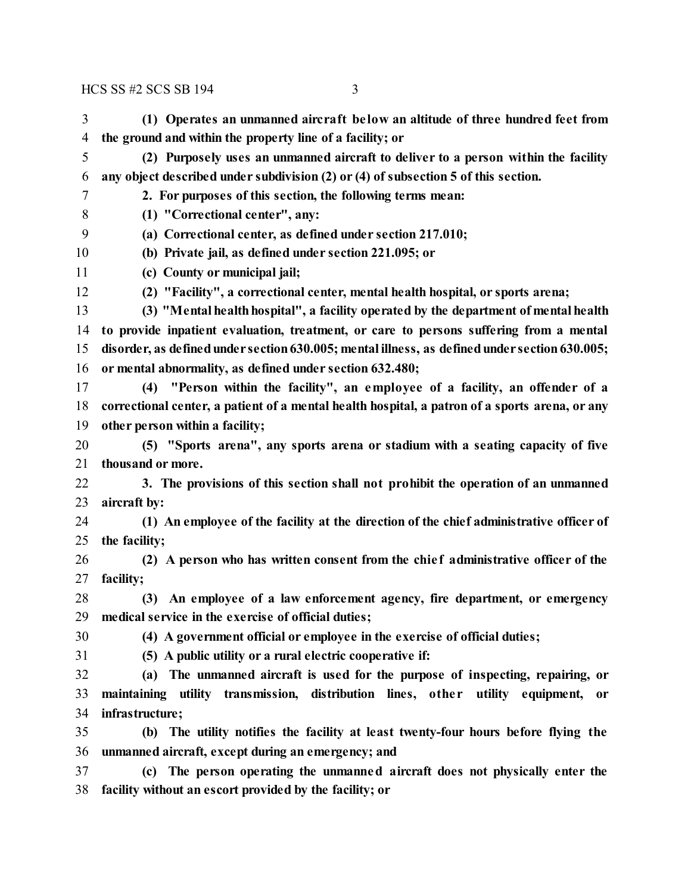**(1) Operates an unmanned aircraft below an altitude of three hundred feet from the ground and within the property line of a facility; or**

**(2) Purposely uses an unmanned aircraft to deliver to a person within the facility any object described under subdivision (2) or (4) of subsection 5 of this section.**

**2. For purposes of this section, the following terms mean:**

**(1) "Correctional center", any:**

**(a) Correctional center, as defined under section 217.010;**

**(b) Private jail, as defined under section 221.095; or**

**(c) County or municipal jail;**

**(2) "Facility", a correctional center, mental health hospital, or sports arena;**

**(3) "Mental health hospital", a facility operated by the department of mental health to provide inpatient evaluation, treatment, or care to persons suffering from a mental disorder, as defined under section 630.005; mental illness, as defined under section 630.005; or mental abnormality, as defined under section 632.480;**

**(4) "Person within the facility", an employee of a facility, an offender of a correctional center, a patient of a mental health hospital, a patron of a sports arena, or any other person within a facility;**

**(5) "Sports arena", any sports arena or stadium with a seating capacity of five thousand or more.**

**3. The provisions of this section shall not prohibit the operation of an unmanned aircraft by:**

**(1) An employee of the facility at the direction of the chief administrative officer of the facility;**

**(2) A person who has written consent from the chief administrative officer of the facility;**

**(3) An employee of a law enforcement agency, fire department, or emergency medical service in the exercise of official duties;**

**(4) A government official or employee in the exercise of official duties;**

**(5) A public utility or a rural electric cooperative if:**

**(a) The unmanned aircraft is used for the purpose of inspecting, repairing, or maintaining utility transmission, distribution lines, other utility equipment, or infrastructure;**

**(b) The utility notifies the facility at least twenty-four hours before flying the unmanned aircraft, except during an emergency; and**

**(c) The person operating the unmanned aircraft does not physically enter the facility without an escort provided by the facility; or**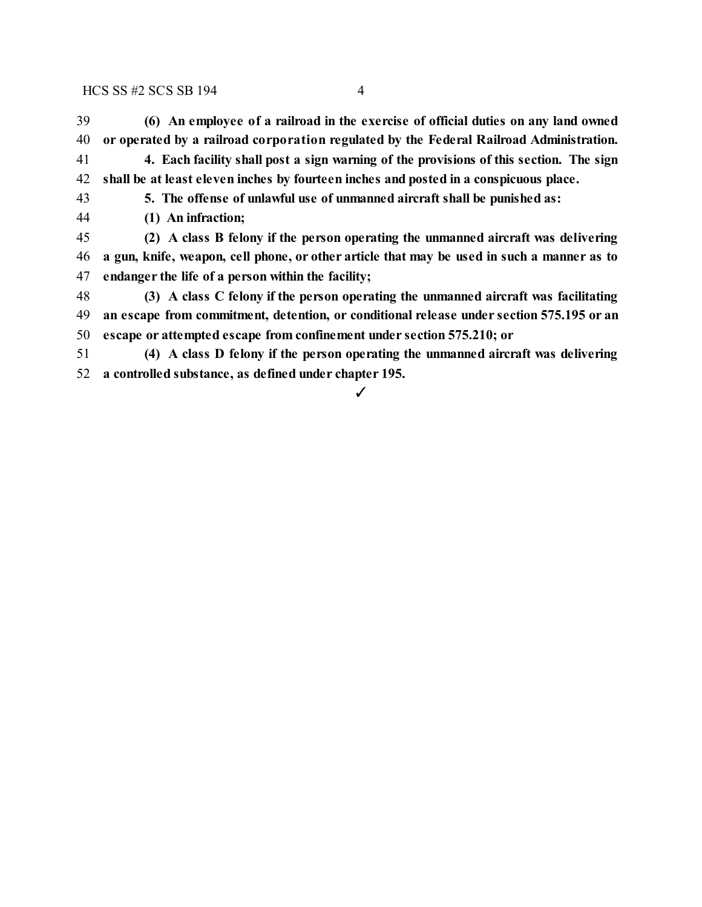**(6) An employee of a railroad in the exercise of official duties on any land owned or operated by a railroad corporation regulated by the Federal Railroad Administration.**

**4. Each facility shall post a sign warning of the provisions of this section. The sign shall be at least eleven inches by fourteen inches and posted in a conspicuous place.**

**5. The offense of unlawful use of unmanned aircraft shall be punished as:**

**(1) An infraction;**

**(2) A class B felony if the person operating the unmanned aircraft was delivering a gun, knife, weapon, cell phone, or other article that may be used in such a manner as to endanger the life of a person within the facility;**

**(3) A class C felony if the person operating the unmanned aircraft was facilitating an escape from commitment, detention, or conditional release under section 575.195 or an escape or attempted escape from confinement under section 575.210; or**

**(4) A class D felony if the person operating the unmanned aircraft was delivering a controlled substance, as defined under chapter 195.**

✓